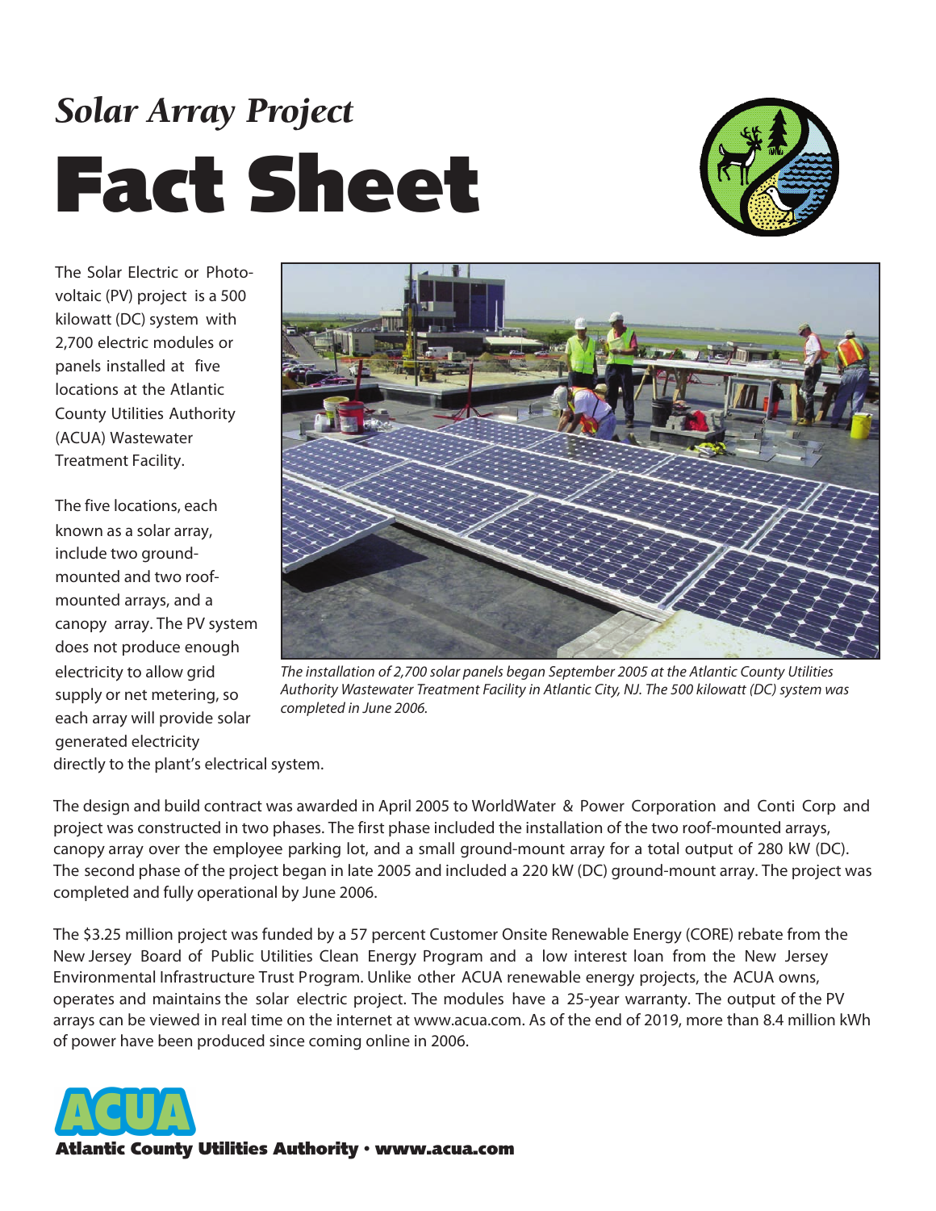*Solar Array Project*

# Fact Sheet

The Solar Electric or Photovoltaic (PV) project is a 500 kilowatt (DC) system with 2,700 electric modules or panels installed at five locations at the Atlantic County Utilities Authority (ACUA) Wastewater Treatment Facility.

The five locations, each known as a solar array, include two ground-mounted and two roof-mounted arrays, and a canopy array. The PV system does not produce enough electricity to allow grid supply or net metering, so each array will provide solar generated electricity directly to the plant's electrical system.

*The installation of 2,700 solar panels began September 2005 at the Atlantic County Utilities Authority Wastewater Treatment Facility in Atlantic City, NJ. The 500 kilowatt (DC) system was completed in June 2006.*

The design and build contract was awarded in April 2005 to WorldWater & Power Corporation and Conti Corp and project was constructed in two phases. The first phase included the installation of the two roof-mounted arrays, canopy array over the employee parking lot, and a small ground-mount array for a total output of 280 kW (DC). The second phase of the project began in late 2005 and included a 220 kW (DC) ground-mount array. The project was completed and fully operational by June 2006.

The $3.25 million project was funded by a 57 percent Customer Onsite Renewable Energy (CORE) rebate from the New Jersey Board of Public Utilities Clean Energy Program and a low interest loan from the New Jersey Environmental Infrastructure Trust Program. Unlike other ACUA renewable energy projects, the ACUA owns, operates and maintains the solar electric project. The modules have a 25-year warranty. The output of the PV arrays can be viewed in real time on the internet at www.acua.com. As of the end of 2019, more than 8.4 million kWh of power have been produced since coming online in 2006.

**ACUA**

**Atlantic County Utilities Authority • www.acua.com**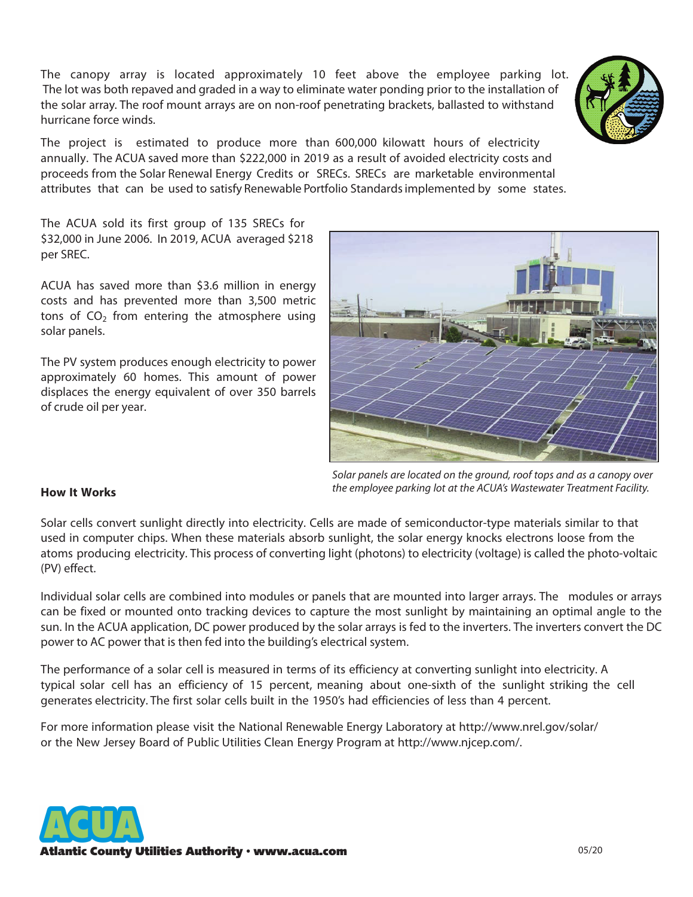The canopy array is located approximately 10 feet above the employee parking lot. The lot was both repaved and graded in a way to eliminate water ponding prior to the installation of the solar array. The roof mount arrays are on non-roof penetrating brackets, ballasted to withstand hurricane force winds.

The project is estimated to produce more than 600,000 kilowatt hours of electricity annually. The ACUA saved more than $222,000 in 2019 as a result of avoided electricity costs and proceeds from the Solar Renewal Energy Credits or SRECs. SRECs are marketable environmental attributes that can be used to satisfy Renewable Portfolio Standards implemented by some states.

The ACUA sold its first group of 135 SRECs for $32,000 in June 2006. In 2019, ACUA averaged $218 per SREC.

ACUA has saved more than $3.6 million in energy costs and has prevented more than 3,500 metric tons of $CO_2$ from entering the atmosphere using solar panels.

The PV system produces enough electricity to power approximately 60 homes. This amount of power displaces the energy equivalent of over 350 barrels of crude oil per year.

*Solar panels are located on the ground, roof tops and as a canopy over the employee parking lot at the ACUA's Wastewater Treatment Facility.*

**How It Works**

Solar cells convert sunlight directly into electricity. Cells are made of semiconductor-type materials similar to that used in computer chips. When these materials absorb sunlight, the solar energy knocks electrons loose from the atoms producing electricity. This process of converting light (photons) to electricity (voltage) is called the photo-voltaic (PV) effect.

Individual solar cells are combined into modules or panels that are mounted into larger arrays. The modules or arrays can be fixed or mounted onto tracking devices to capture the most sunlight by maintaining an optimal angle to the sun. In the ACUA application, DC power produced by the solar arrays is fed to the inverters. The inverters convert the DC power to AC power that is then fed into the building's electrical system.

The performance of a solar cell is measured in terms of its efficiency at converting sunlight into electricity. A typical solar cell has an efficiency of 15 percent, meaning about one-sixth of the sunlight striking the cell generates electricity. The first solar cells built in the 1950's had efficiencies of less than 4 percent.

For more information please visit the National Renewable Energy Laboratory at http://www.nrel.gov/solar/ or the New Jersey Board of Public Utilities Clean Energy Program at http://www.njcep.com/.

**ACUA**

**Atlantic County Utilities Authority • www.acua.com**

05/20